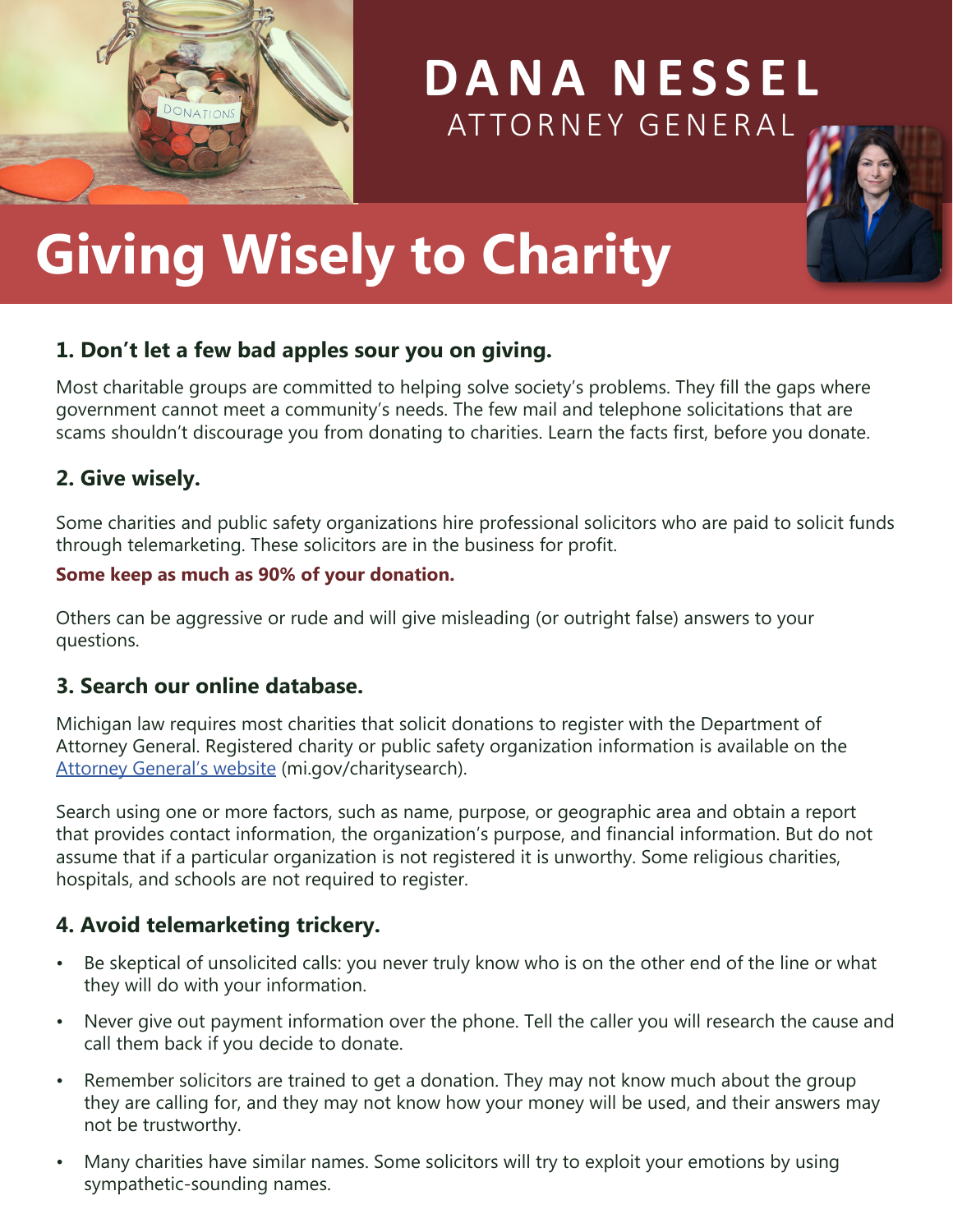# DANA NESSEL
ATTORNEY GENERAL

# Giving Wisely to Charity

## 1. Don't let a few bad apples sour you on giving.

Most charitable groups are committed to helping solve society's problems. They fill the gaps where government cannot meet a community's needs. The few mail and telephone solicitations that are scams shouldn't discourage you from donating to charities. Learn the facts first, before you donate.

## 2. Give wisely.

Some charities and public safety organizations hire professional solicitors who are paid to solicit funds through telemarketing. These solicitors are in the business for profit.

**Some keep as much as 90% of your donation.**

Others can be aggressive or rude and will give misleading (or outright false) answers to your questions.

## 3. Search our online database.

Michigan law requires most charities that solicit donations to register with the Department of Attorney General. Registered charity or public safety organization information is available on the [Attorney General's website](mi.gov/charitysearch) (mi.gov/charitysearch).

Search using one or more factors, such as name, purpose, or geographic area and obtain a report that provides contact information, the organization's purpose, and financial information. But do not assume that if a particular organization is not registered it is unworthy. Some religious charities, hospitals, and schools are not required to register.

## 4. Avoid telemarketing trickery.

- Be skeptical of unsolicited calls: you never truly know who is on the other end of the line or what they will do with your information.
- Never give out payment information over the phone. Tell the caller you will research the cause and call them back if you decide to donate.
- Remember solicitors are trained to get a donation. They may not know much about the group they are calling for, and they may not know how your money will be used, and their answers may not be trustworthy.
- Many charities have similar names. Some solicitors will try to exploit your emotions by using sympathetic-sounding names.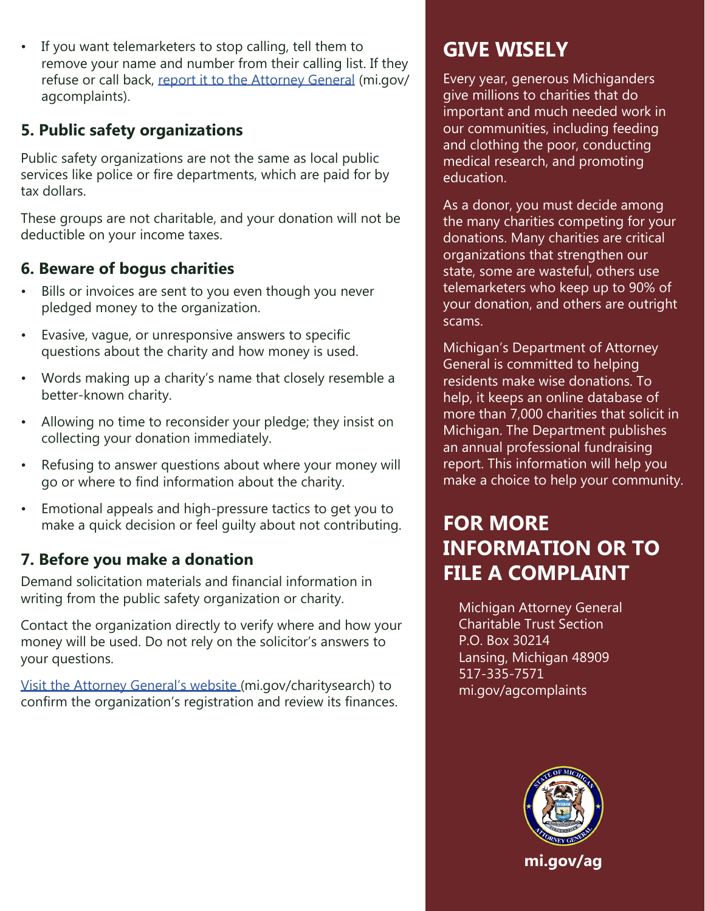- If you want telemarketers to stop calling, tell them to remove your name and number from their calling list. If they refuse or call back, report it to the Attorney General (mi.gov/agcomplaints).

### 5. Public safety organizations

Public safety organizations are not the same as local public services like police or fire departments, which are paid for by tax dollars.

These groups are not charitable, and your donation will not be deductible on your income taxes.

### 6. Beware of bogus charities

- Bills or invoices are sent to you even though you never pledged money to the organization.
- Evasive, vague, or unresponsive answers to specific questions about the charity and how money is used.
- Words making up a charity's name that closely resemble a better-known charity.
- Allowing no time to reconsider your pledge; they insist on collecting your donation immediately.
- Refusing to answer questions about where your money will go or where to find information about the charity.
- Emotional appeals and high-pressure tactics to get you to make a quick decision or feel guilty about not contributing.

### 7. Before you make a donation

Demand solicitation materials and financial information in writing from the public safety organization or charity.

Contact the organization directly to verify where and how your money will be used. Do not rely on the solicitor's answers to your questions.

Visit the Attorney General's website (mi.gov/charitysearch) to confirm the organization's registration and review its finances.

## GIVE WISELY

Every year, generous Michiganders give millions to charities that do important and much needed work in our communities, including feeding and clothing the poor, conducting medical research, and promoting education.

As a donor, you must decide among the many charities competing for your donations. Many charities are critical organizations that strengthen our state, some are wasteful, others use telemarketers who keep up to 90% of your donation, and others are outright scams.

Michigan's Department of Attorney General is committed to helping residents make wise donations. To help, it keeps an online database of more than 7,000 charities that solicit in Michigan. The Department publishes an annual professional fundraising report. This information will help you make a choice to help your community.

## FOR MORE INFORMATION OR TO FILE A COMPLAINT

Michigan Attorney General
Charitable Trust Section
P.O. Box 30214
Lansing, Michigan 48909
517-335-7571
mi.gov/agcomplaints

**mi.gov/ag**